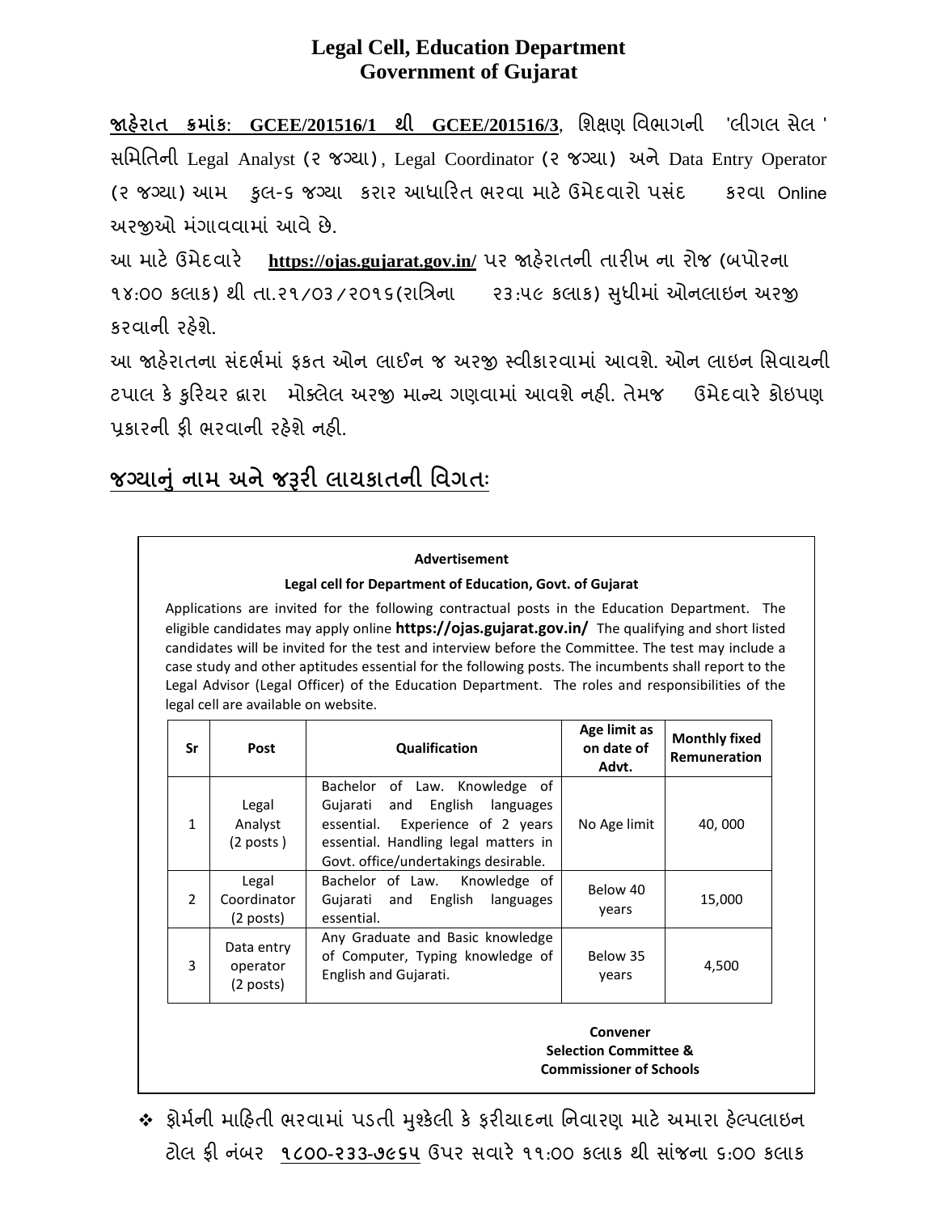# Legal Cell, Education Department
# Government of Gujarat

**જાહેરાત ક્રમાંક: GCEE/201516/1 થી GCEE/201516/3**, શિક્ષણ વિભાગની 'લીગલ સેલ ' સમિતિની Legal Analyst (૨ જગ્યા), Legal Coordinator (૨ જગ્યા) અને Data Entry Operator (૨ જગ્યા) આમ કુલ-૬ જગ્યા કરાર આધારિત ભરવા માટે ઉમેદવારો પસંદ કરવા Online અરજીઓ મંગાવવામાં આવે છે.

આ માટે ઉમેદવારે **https://ojas.gujarat.gov.in/** પર જાહેરાતની તારીખ ના રોજ (બપોરના ૧૪:૦૦ કલાક) થી તા.૨૧/૦૩/૨૦૧૬(રાત્રિના ૨૩:૫૯ કલાક) સુધીમાં ઓનલાઇન અરજી કરવાની રહેશે.

આ જાહેરાતના સંદર્ભમાં ફકત ઓન લાઈન જ અરજી સ્વીકારવામાં આવશે. ઓન લાઇન સિવાયની ટપાલ કે કુરિયર દ્વારા મોક્લેલ અરજી માન્ય ગણવામાં આવશે નહી. તેમજ ઉમેદવારે કોઇપણ પ્રકારની ફી ભરવાની રહેશે નહી.

## જગ્યાનું નામ અને જરૂરી લાયકાતની વિગતઃ

**Advertisement**

**Legal cell for Department of Education, Govt. of Gujarat**

Applications are invited for the following contractual posts in the Education Department. The eligible candidates may apply online **https://ojas.gujarat.gov.in/** The qualifying and short listed candidates will be invited for the test and interview before the Committee. The test may include a case study and other aptitudes essential for the following posts. The incumbents shall report to the Legal Advisor (Legal Officer) of the Education Department. The roles and responsibilities of the legal cell are available on website.

| Sr | Post | Qualification | Age limit as on date of Advt. | Monthly fixed Remuneration |
|---|---|---|---|---|
| 1 | Legal Analyst (2 posts ) | Bachelor of Law. Knowledge of Gujarati and English languages essential. Experience of 2 years essential. Handling legal matters in Govt. office/undertakings desirable. | No Age limit | 40, 000 |
| 2 | Legal Coordinator (2 posts) | Bachelor of Law. Knowledge of Gujarati and English languages essential. | Below 40 years | 15,000 |
| 3 | Data entry operator (2 posts) | Any Graduate and Basic knowledge of Computer, Typing knowledge of English and Gujarati. | Below 35 years | 4,500 |

**Convener**
**Selection Committee &**
**Commissioner of Schools**

- ફોર્મની માહિતી ભરવામાં પડતી મુશ્કેલી કે ફરીયાદના નિવારણ માટે અમારા હેલ્પલાઇન ટોલ ફ્રી નંબર **૧૮૦૦-૨૩૩-૭૯૬૫** ઉપર સવારે ૧૧:૦૦ કલાક થી સાંજના ૬:૦૦ કલાક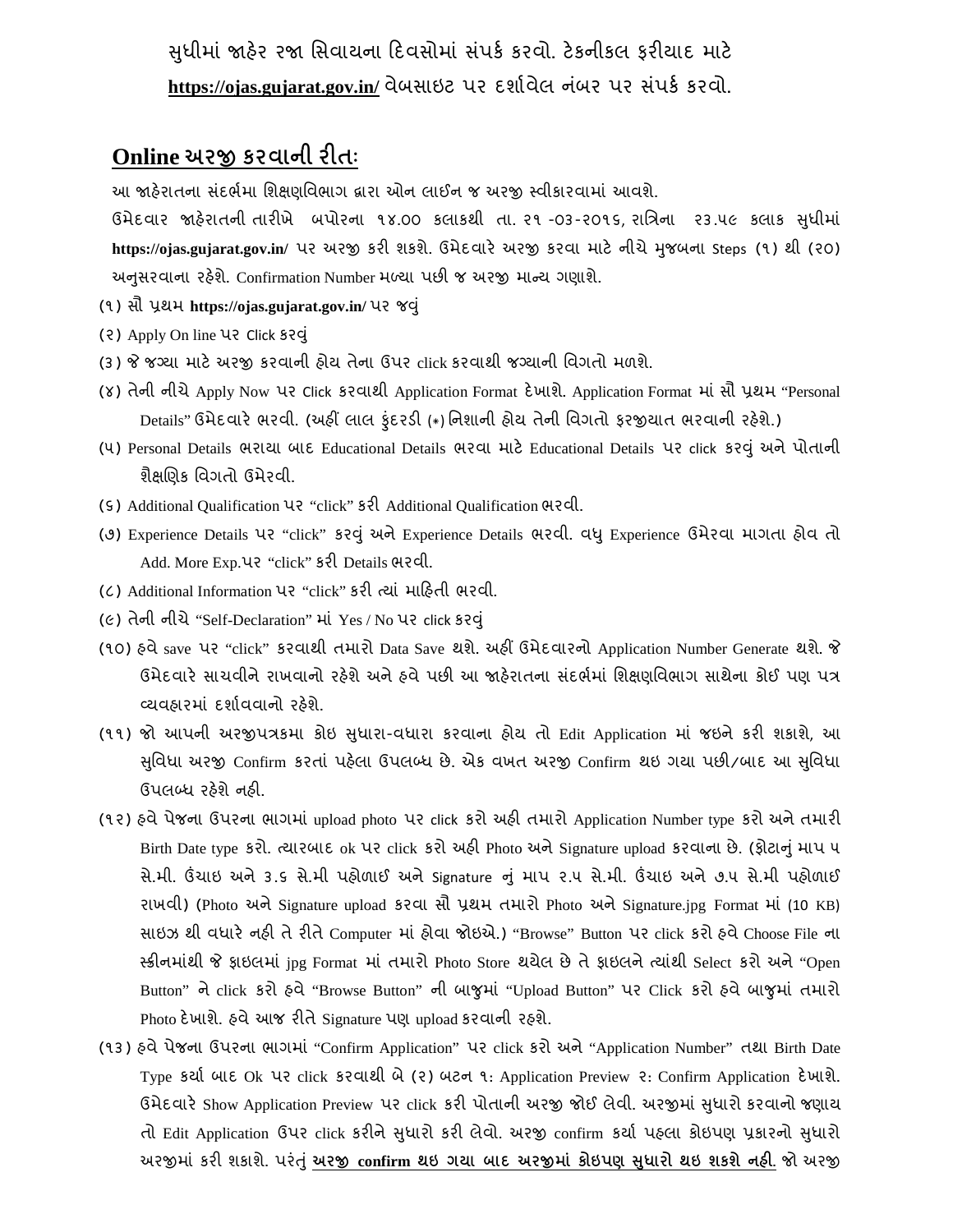સુધીમાં જાહેર રજા સિવાયના દિવસોમાં સંપર્ક કરવો. ટેકનીકલ ફરીયાદ માટે **https://ojas.gujarat.gov.in/** વેબસાઇટ પર દર્શાવેલ નંબર પર સંપર્ક કરવો.

## Online અરજી કરવાની રીતઃ

આ જાહેરાતના સંદર્ભમા શિક્ષણવિભાગ દ્વારા ઓન લાઈન જ અરજી સ્વીકારવામાં આવશે.

ઉમેદવાર જાહેરાતની તારીખે બપોરના ૧૪.૦૦ કલાકથી તા. ૨૧ -૦૩-૨૦૧૬, રાત્રિના ૨૩.૫૯ કલાક સુધીમાં **https://ojas.gujarat.gov.in/** પર અરજી કરી શકશે. ઉમેદવારે અરજી કરવા માટે નીચે મુજબના Steps (૧) થી (૨૦) અનુસરવાના રહેશે. Confirmation Number મળ્યા પછી જ અરજી માન્ય ગણાશે.

(૧) સૌ પ્રથમ **https://ojas.gujarat.gov.in/** પર જવું

(૨) Apply On line પર Click કરવું

(૩) જે જગ્યા માટે અરજી કરવાની હોય તેના ઉપર click કરવાથી જગ્યાની વિગતો મળશે.

(૪) તેની નીચે Apply Now પર Click કરવાથી Application Format દેખાશે. Application Format માં સૌ પ્રથમ "Personal Details" ઉમેદવારે ભરવી. (અહીં લાલ કુંદરડી (*) નિશાની હોય તેની વિગતો ફરજીયાત ભરવાની રહેશે.)

(૫) Personal Details ભરાયા બાદ Educational Details ભરવા માટે Educational Details પર click કરવું અને પોતાની શૈક્ષણિક વિગતો ઉમેરવી.

(૬) Additional Qualification પર "click" કરી Additional Qualification ભરવી.

(૭) Experience Details પર "click" કરવું અને Experience Details ભરવી. વધુ Experience ઉમેરવા માગતા હોવ તો Add. More Exp.પર "click" કરી Details ભરવી.

(૮) Additional Information પર "click" કરી ત્યાં માહિતી ભરવી.

(૯) તેની નીચે "Self-Declaration" માં Yes / No પર click કરવું

(૧૦) હવે save પર "click" કરવાથી તમારો Data Save થશે. અહીં ઉમેદવારનો Application Number Generate થશે. જે ઉમેદવારે સાચવીને રાખવાનો રહેશે અને હવે પછી આ જાહેરાતના સંદર્ભમાં શિક્ષણવિભાગ સાથેના કોઈ પણ પત્ર વ્યવહારમાં દર્શાવવાનો રહેશે.

(૧૧) જો આપની અરજીપત્રકમા કોઇ સુધારા-વધારા કરવાના હોય તો Edit Application માં જઇને કરી શકાશે, આ સુવિધા અરજી Confirm કરતાં પહેલા ઉપલબ્ધ છે. એક વખત અરજી Confirm થઇ ગયા પછી/બાદ આ સુવિધા ઉપલબ્ધ રહેશે નહી.

(૧૨) હવે પેજના ઉપરના ભાગમાં upload photo પર click કરો અહી તમારો Application Number type કરો અને તમારી Birth Date type કરો. ત્યારબાદ ok પર click કરો અહી Photo અને Signature upload કરવાના છે. (ફોટાનું માપ ૫ સે.મી. ઉંચાઇ અને ૩.૬ સે.મી પહોળાઈ અને Signature નું માપ ૨.૫ સે.મી. ઉંચાઇ અને ૭.૫ સે.મી પહોળાઈ રાખવી) (Photo અને Signature upload કરવા સૌ પ્રથમ તમારો Photo અને Signature.jpg Format માં (10 KB) સાઇઝ થી વધારે નહી તે રીતે Computer માં હોવા જોઇએ.) "Browse" Button પર click કરો હવે Choose File ના સ્ક્રીનમાંથી જે ફાઇલમાં jpg Format માં તમારો Photo Store થયેલ છે તે ફાઇલને ત્યાંથી Select કરો અને "Open Button" ને click કરો હવે "Browse Button" ની બાજુમાં "Upload Button" પર Click કરો હવે બાજુમાં તમારો Photo દેખાશે. હવે આજ રીતે Signature પણ upload કરવાની રહશે.

(૧૩) હવે પેજના ઉપરના ભાગમાં "Confirm Application" પર click કરો અને "Application Number" તથા Birth Date Type કર્યા બાદ Ok પર click કરવાથી બે (૨) બટન ૧: Application Preview ૨: Confirm Application દેખાશે. ઉમેદવારે Show Application Preview પર click કરી પોતાની અરજી જોઈ લેવી. અરજીમાં સુધારો કરવાનો જણાય તો Edit Application ઉપર click કરીને સુધારો કરી લેવો. અરજી confirm કર્યા પહલા કોઇપણ પ્રકારનો સુધારો અરજીમાં કરી શકાશે. પરંતું **<u>અરજી confirm થઇ ગયા બાદ અરજીમાં કોઇપણ સુધારો થઇ શકશે નહી.</u>** જો અરજી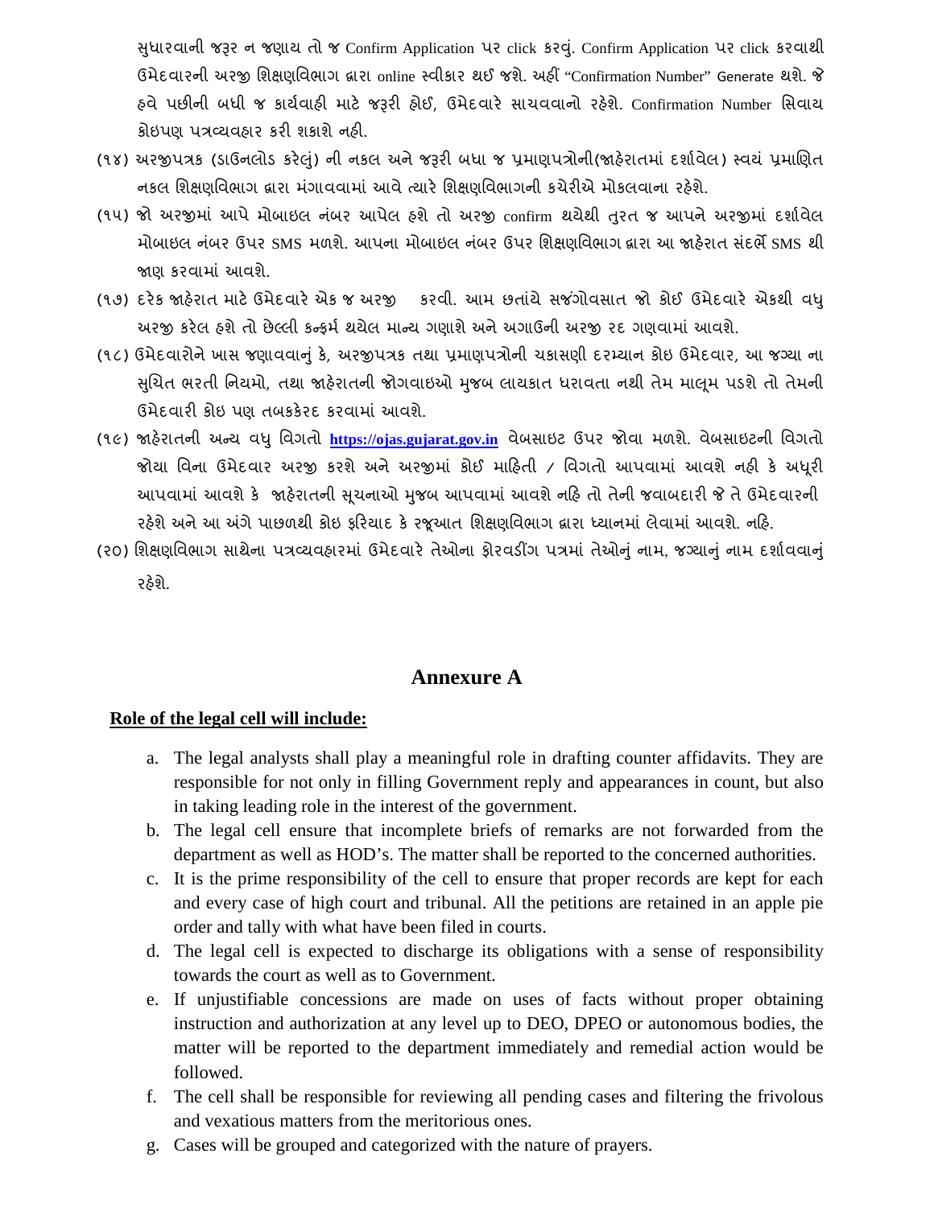સુધારવાની જરૂર ન જણાય તો જ Confirm Application પર click કરવું. Confirm Application પર click કરવાથી ઉમેદવારની અરજી શિક્ષણવિભાગ દ્વારા online સ્વીકાર થઈ જશે. અહીં "Confirmation Number" Generate થશે. જે હવે પછીની બધી જ કાર્યવાહી માટે જરૂરી હોઈ, ઉમેદવારે સાચવવાનો રહેશે. Confirmation Number સિવાય કોઇપણ પત્રવ્યવહાર કરી શકાશે નહી.

(૧૪) અરજીપત્રક (ડાઉનલોડ કરેલું) ની નકલ અને જરૂરી બધા જ પ્રમાણપત્રોની(જાહેરાતમાં દર્શાવેલ) સ્વયં પ્રમાણિત નકલ શિક્ષણવિભાગ દ્વારા મંગાવવામાં આવે ત્યારે શિક્ષણવિભાગની કચેરીએ મોકલવાના રહેશે.

(૧૫) જો અરજીમાં આપે મોબાઇલ નંબર આપેલ હશે તો અરજી confirm થયેથી તુરત જ આપને અરજીમાં દર્શાવેલ મોબાઇલ નંબર ઉપર SMS મળશે. આપના મોબાઇલ નંબર ઉપર શિક્ષણવિભાગ દ્વારા આ જાહેરાત સંદર્ભે SMS થી જાણ કરવામાં આવશે.

(૧૭) દરેક જાહેરાત માટે ઉમેદવારે એક જ અરજી   કરવી. આમ છતાંયે સજંગોવસાત જો કોઈ ઉમેદવારે એકથી વધુ અરજી કરેલ હશે તો છેલ્લી કન્ફર્મ થયેલ માન્ય ગણાશે અને અગાઉની અરજી રદ ગણવામાં આવશે.

(૧૮) ઉમેદવારોને ખાસ જણાવવાનું કે, અરજીપત્રક તથા પ્રમાણપત્રોની ચકાસણી દરમ્યાન કોઇ ઉમેદવાર, આ જગ્યા ના સુચિત ભરતી નિયમો, તથા જાહેરાતની જોગવાઇઓ મુજબ લાયકાત ધરાવતા નથી તેમ માલૂમ પડશે તો તેમની ઉમેદવારી કોઇ પણ તબકકેરદ કરવામાં આવશે.

(૧૯) જાહેરાતની અન્ય વધુ વિગતો **https://ojas.gujarat.gov.in** વેબસાઇટ ઉપર જોવા મળશે. વેબસાઇટની વિગતો જોયા વિના ઉમેદવાર અરજી કરશે અને અરજીમાં કોઈ માહિતી / વિગતો આપવામાં આવશે નહી કે અધૂરી આપવામાં આવશે કે  જાહેરાતની સૂચનાઓ મુજબ આપવામાં આવશે નહિ તો તેની જવાબદારી જે તે ઉમેદવારની રહેશે અને આ અંગે પાછળથી કોઇ ફરિયાદ કે રજૂઆત શિક્ષણવિભાગ દ્વારા ધ્યાનમાં લેવામાં આવશે. નહિ.

(૨૦) શિક્ષણવિભાગ સાથેના પત્રવ્યવહારમાં ઉમેદવારે તેઓના ફોરવડીંગ પત્રમાં તેઓનું નામ, જગ્યાનું નામ દર્શાવવાનું રહેશે.

## Annexure A

**Role of the legal cell will include:**

a. The legal analysts shall play a meaningful role in drafting counter affidavits. They are responsible for not only in filling Government reply and appearances in count, but also in taking leading role in the interest of the government.

b. The legal cell ensure that incomplete briefs of remarks are not forwarded from the department as well as HOD's. The matter shall be reported to the concerned authorities.

c. It is the prime responsibility of the cell to ensure that proper records are kept for each and every case of high court and tribunal. All the petitions are retained in an apple pie order and tally with what have been filed in courts.

d. The legal cell is expected to discharge its obligations with a sense of responsibility towards the court as well as to Government.

e. If unjustifiable concessions are made on uses of facts without proper obtaining instruction and authorization at any level up to DEO, DPEO or autonomous bodies, the matter will be reported to the department immediately and remedial action would be followed.

f. The cell shall be responsible for reviewing all pending cases and filtering the frivolous and vexatious matters from the meritorious ones.

g. Cases will be grouped and categorized with the nature of prayers.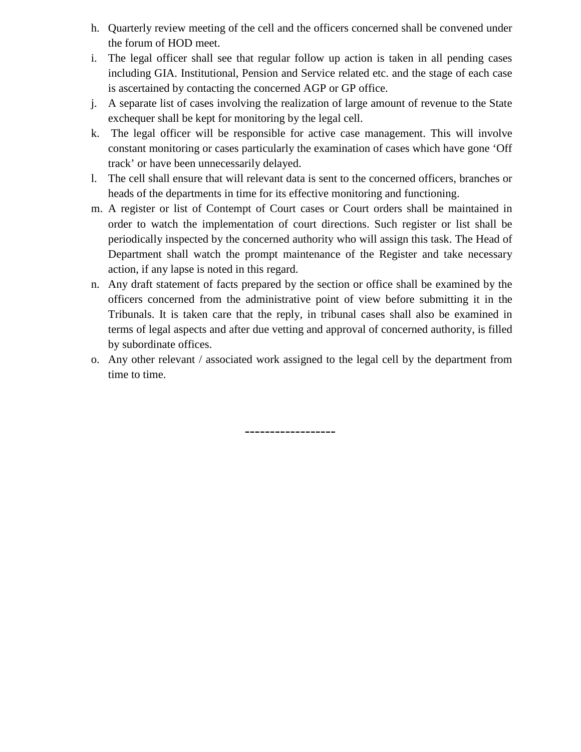h. Quarterly review meeting of the cell and the officers concerned shall be convened under the forum of HOD meet.
i. The legal officer shall see that regular follow up action is taken in all pending cases including GIA. Institutional, Pension and Service related etc. and the stage of each case is ascertained by contacting the concerned AGP or GP office.
j. A separate list of cases involving the realization of large amount of revenue to the State exchequer shall be kept for monitoring by the legal cell.
k. The legal officer will be responsible for active case management. This will involve constant monitoring or cases particularly the examination of cases which have gone 'Off track' or have been unnecessarily delayed.
l. The cell shall ensure that will relevant data is sent to the concerned officers, branches or heads of the departments in time for its effective monitoring and functioning.
m. A register or list of Contempt of Court cases or Court orders shall be maintained in order to watch the implementation of court directions. Such register or list shall be periodically inspected by the concerned authority who will assign this task. The Head of Department shall watch the prompt maintenance of the Register and take necessary action, if any lapse is noted in this regard.
n. Any draft statement of facts prepared by the section or office shall be examined by the officers concerned from the administrative point of view before submitting it in the Tribunals. It is taken care that the reply, in tribunal cases shall also be examined in terms of legal aspects and after due vetting and approval of concerned authority, is filled by subordinate offices.
o. Any other relevant / associated work assigned to the legal cell by the department from time to time.

------------------